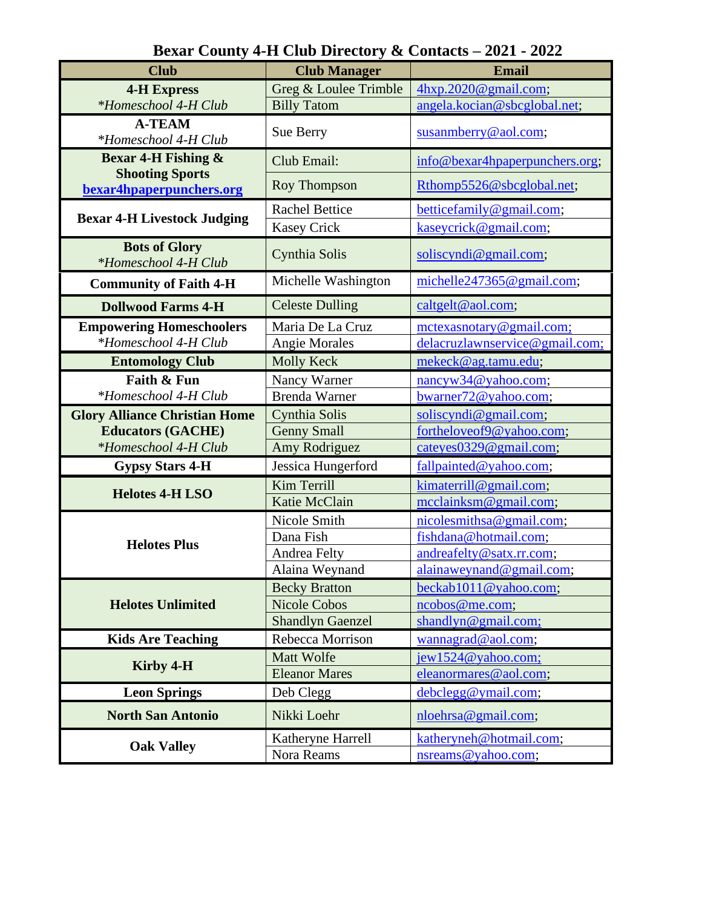# Bexar County 4-H Club Directory & Contacts – 2021 - 2022

| Club | Club Manager | Email |
|---|---|---|
| **4-H Express** *\*Homeschool 4-H Club* | Greg & Loulee Trimble | 4hxp.2020@gmail.com; |
| | Billy Tatom | angela.kocian@sbcglobal.net; |
| **A-TEAM** *\*Homeschool 4-H Club* | Sue Berry | susanmberry@aol.com; |
| **Bexar 4-H Fishing & Shooting Sports** **bexar4hpaperpunchers.org** | Club Email: | info@bexar4hpaperpunchers.org; |
| | Roy Thompson | Rthomp5526@sbcglobal.net; |
| **Bexar 4-H Livestock Judging** | Rachel Bettice | betticefamily@gmail.com; |
| | Kasey Crick | kaseycrick@gmail.com; |
| **Bots of Glory** *\*Homeschool 4-H Club* | Cynthia Solis | soliscyndi@gmail.com; |
| **Community of Faith 4-H** | Michelle Washington | michelle247365@gmail.com; |
| **Dollwood Farms 4-H** | Celeste Dulling | caltgelt@aol.com; |
| **Empowering Homeschoolers** *\*Homeschool 4-H Club* | Maria De La Cruz | mctexasnotary@gmail.com; |
| | Angie Morales | delacruzlawnservice@gmail.com; |
| **Entomology Club** | Molly Keck | mekeck@ag.tamu.edu; |
| **Faith & Fun** *\*Homeschool 4-H Club* | Nancy Warner | nancyw34@yahoo.com; |
| | Brenda Warner | bwarner72@yahoo.com; |
| **Glory Alliance Christian Home Educators (GACHE)** *\*Homeschool 4-H Club* | Cynthia Solis | soliscyndi@gmail.com; |
| | Genny Small | fortheloveof9@yahoo.com; |
| | Amy Rodriguez | cateyes0329@gmail.com; |
| **Gypsy Stars 4-H** | Jessica Hungerford | fallpainted@yahoo.com; |
| **Helotes 4-H LSO** | Kim Terrill | kimaterrill@gmail.com; |
| | Katie McClain | mcclainksm@gmail.com; |
| **Helotes Plus** | Nicole Smith | nicolesmithsa@gmail.com; |
| | Dana Fish | fishdana@hotmail.com; |
| | Andrea Felty | andreafelty@satx.rr.com; |
| | Alaina Weynand | alainaweynand@gmail.com; |
| **Helotes Unlimited** | Becky Bratton | beckab1011@yahoo.com; |
| | Nicole Cobos | ncobos@me.com; |
| | Shandlyn Gaenzel | shandlyn@gmail.com; |
| **Kids Are Teaching** | Rebecca Morrison | wannagrad@aol.com; |
| **Kirby 4-H** | Matt Wolfe | jew1524@yahoo.com; |
| | Eleanor Mares | eleanormares@aol.com; |
| **Leon Springs** | Deb Clegg | debclegg@ymail.com; |
| **North San Antonio** | Nikki Loehr | nloehrsa@gmail.com; |
| **Oak Valley** | Katheryne Harrell | katheryneh@hotmail.com; |
| | Nora Reams | nsreams@yahoo.com; |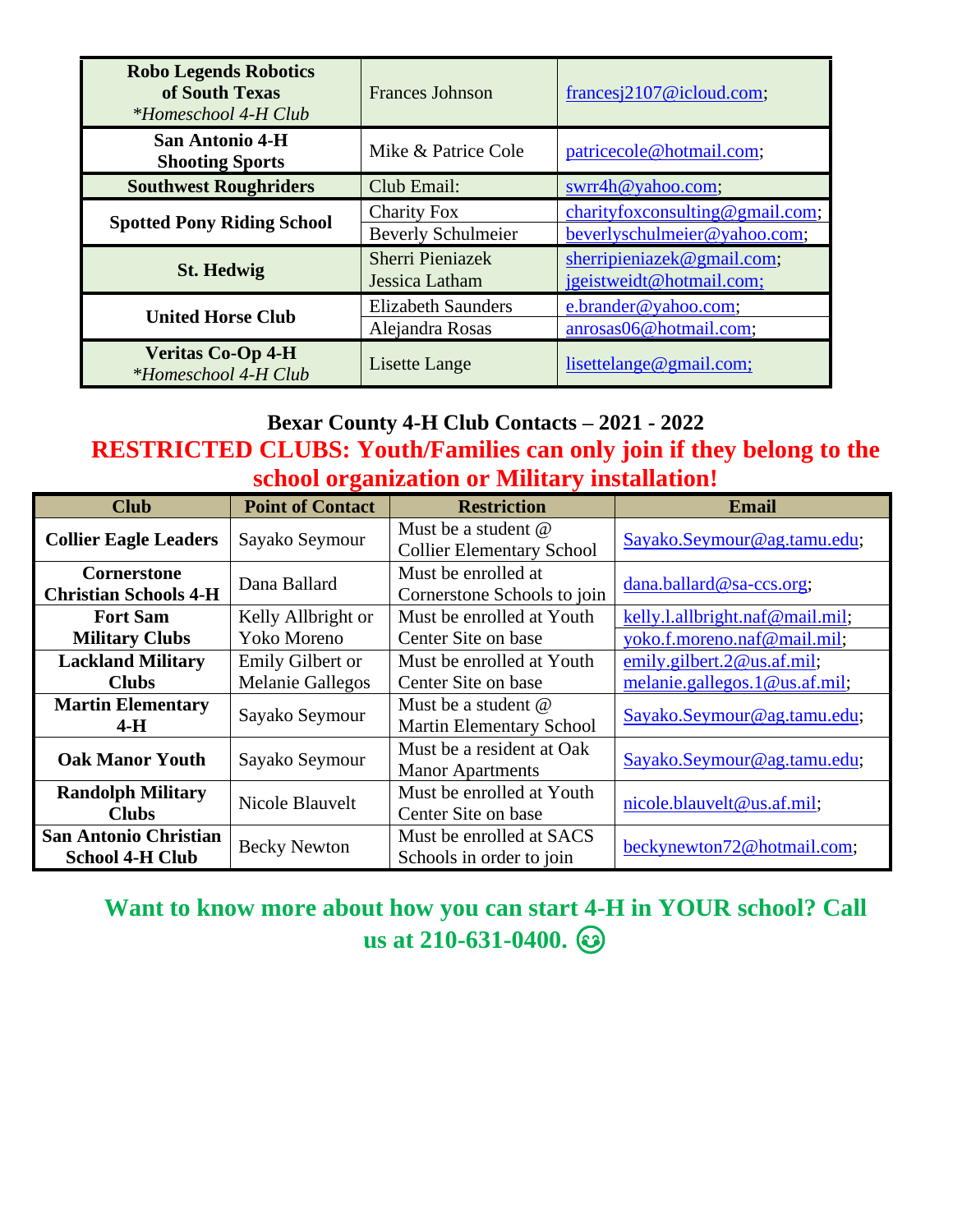| | | |
|---|---|---|
| **Robo Legends Robotics of South Texas** *\*Homeschool 4-H Club* | Frances Johnson | francesj2107@icloud.com; |
| **San Antonio 4-H Shooting Sports** | Mike & Patrice Cole | patricecole@hotmail.com; |
| **Southwest Roughriders** | Club Email: | swrr4h@yahoo.com; |
| **Spotted Pony Riding School** | Charity Fox | charityfoxconsulting@gmail.com; |
| | Beverly Schulmeier | beverlyschulmeier@yahoo.com; |
| **St. Hedwig** | Sherri Pieniazek<br>Jessica Latham | sherripieniazek@gmail.com;<br>jgeistweidt@hotmail.com; |
| **United Horse Club** | Elizabeth Saunders | e.brander@yahoo.com; |
| | Alejandra Rosas | anrosas06@hotmail.com; |
| **Veritas Co-Op 4-H** *\*Homeschool 4-H Club* | Lisette Lange | lisettelange@gmail.com; |

## Bexar County 4-H Club Contacts – 2021 - 2022

**RESTRICTED CLUBS: Youth/Families can only join if they belong to the school organization or Military installation!**

| Club | Point of Contact | Restriction | Email |
|---|---|---|---|
| **Collier Eagle Leaders** | Sayako Seymour | Must be a student @ Collier Elementary School | Sayako.Seymour@ag.tamu.edu; |
| **Cornerstone Christian Schools 4-H** | Dana Ballard | Must be enrolled at Cornerstone Schools to join | dana.ballard@sa-ccs.org; |
| **Fort Sam Military Clubs** | Kelly Allbright or Yoko Moreno | Must be enrolled at Youth Center Site on base | kelly.l.allbright.naf@mail.mil;<br>yoko.f.moreno.naf@mail.mil; |
| **Lackland Military Clubs** | Emily Gilbert or Melanie Gallegos | Must be enrolled at Youth Center Site on base | emily.gilbert.2@us.af.mil;<br>melanie.gallegos.1@us.af.mil; |
| **Martin Elementary 4-H** | Sayako Seymour | Must be a student @ Martin Elementary School | Sayako.Seymour@ag.tamu.edu; |
| **Oak Manor Youth** | Sayako Seymour | Must be a resident at Oak Manor Apartments | Sayako.Seymour@ag.tamu.edu; |
| **Randolph Military Clubs** | Nicole Blauvelt | Must be enrolled at Youth Center Site on base | nicole.blauvelt@us.af.mil; |
| **San Antonio Christian School 4-H Club** | Becky Newton | Must be enrolled at SACS Schools in order to join | beckynewton72@hotmail.com; |

**Want to know more about how you can start 4-H in YOUR school? Call us at 210-631-0400. 😊**